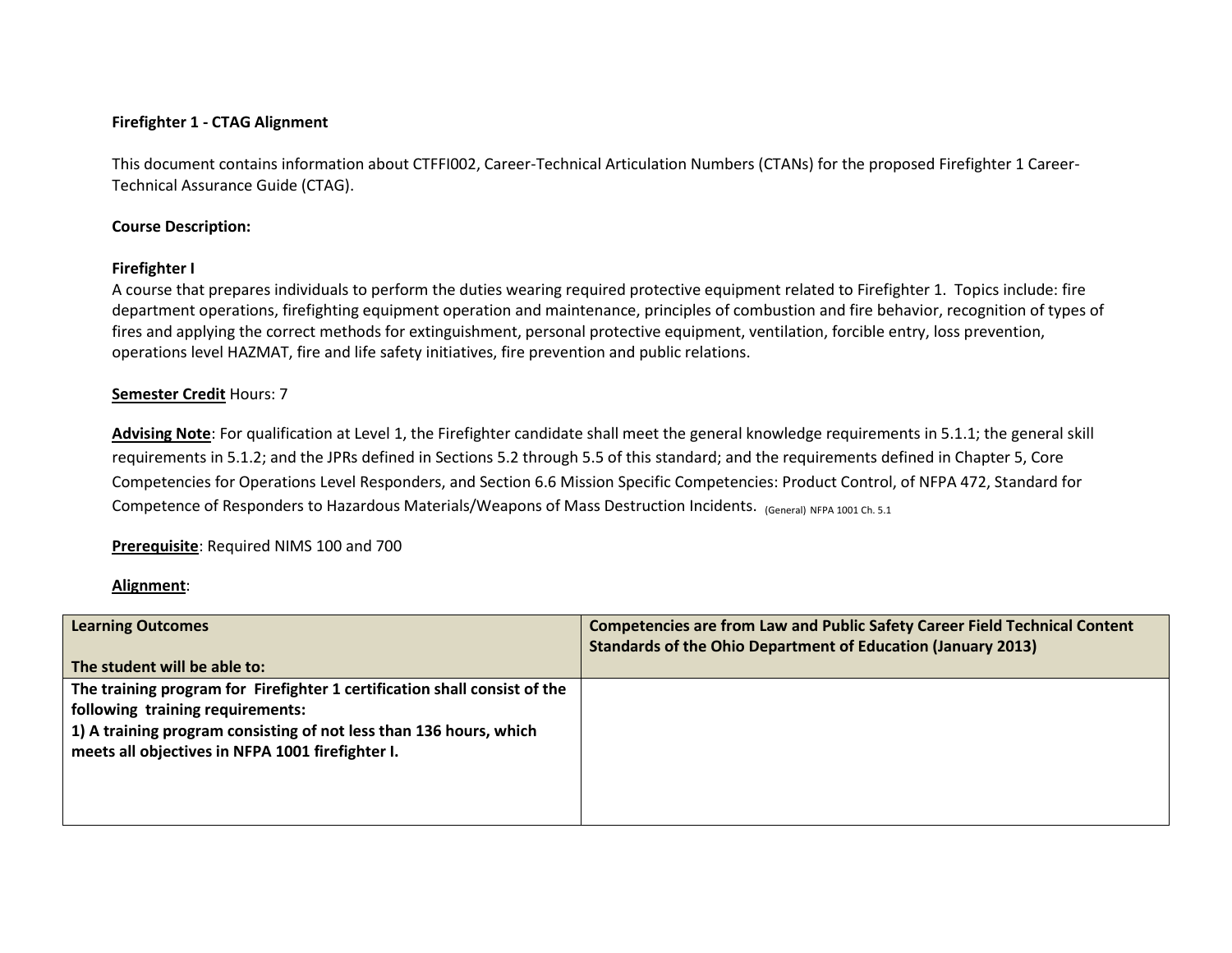**Firefighter 1 - CTAG Alignment**

This document contains information about CTFFI002, Career-Technical Articulation Numbers (CTANs) for the proposed Firefighter 1 Career-Technical Assurance Guide (CTAG).

**Course Description:**

**Firefighter I**
A course that prepares individuals to perform the duties wearing required protective equipment related to Firefighter 1. Topics include: fire department operations, firefighting equipment operation and maintenance, principles of combustion and fire behavior, recognition of types of fires and applying the correct methods for extinguishment, personal protective equipment, ventilation, forcible entry, loss prevention, operations level HAZMAT, fire and life safety initiatives, fire prevention and public relations.

**Semester Credit** Hours: 7

**Advising Note**: For qualification at Level 1, the Firefighter candidate shall meet the general knowledge requirements in 5.1.1; the general skill requirements in 5.1.2; and the JPRs defined in Sections 5.2 through 5.5 of this standard; and the requirements defined in Chapter 5, Core Competencies for Operations Level Responders, and Section 6.6 Mission Specific Competencies: Product Control, of NFPA 472, Standard for Competence of Responders to Hazardous Materials/Weapons of Mass Destruction Incidents. (General) NFPA 1001 Ch. 5.1

**Prerequisite**: Required NIMS 100 and 700

**Alignment**:

| **Learning Outcomes**<br><br>**The student will be able to:** | **Competencies are from Law and Public Safety Career Field Technical Content Standards of the Ohio Department of Education (January 2013)** |
|---|---|
| **The training program for Firefighter 1 certification shall consist of the following training requirements:**<br>**1) A training program consisting of not less than 136 hours, which meets all objectives in NFPA 1001 firefighter I.** | |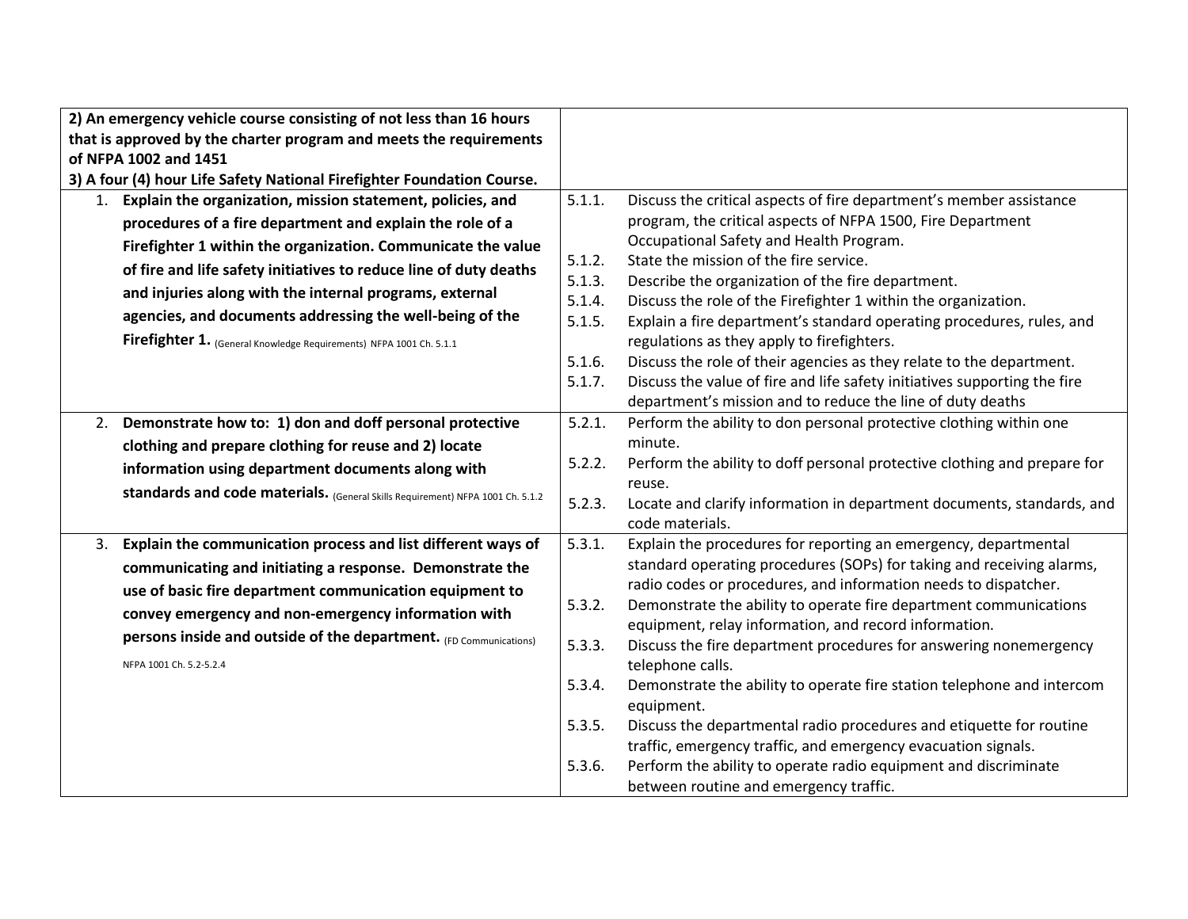| | |
|---|---|
| **2) An emergency vehicle course consisting of not less than 16 hours that is approved by the charter program and meets the requirements of NFPA 1002 and 1451**<br>**3) A four (4) hour Life Safety National Firefighter Foundation Course.** | |
| 1. **Explain the organization, mission statement, policies, and procedures of a fire department and explain the role of a Firefighter 1 within the organization. Communicate the value of fire and life safety initiatives to reduce line of duty deaths and injuries along with the internal programs, external agencies, and documents addressing the well-being of the Firefighter 1.** (General Knowledge Requirements) NFPA 1001 Ch. 5.1.1 | 5.1.1. Discuss the critical aspects of fire department's member assistance program, the critical aspects of NFPA 1500, Fire Department Occupational Safety and Health Program.<br>5.1.2. State the mission of the fire service.<br>5.1.3. Describe the organization of the fire department.<br>5.1.4. Discuss the role of the Firefighter 1 within the organization.<br>5.1.5. Explain a fire department's standard operating procedures, rules, and regulations as they apply to firefighters.<br>5.1.6. Discuss the role of their agencies as they relate to the department.<br>5.1.7. Discuss the value of fire and life safety initiatives supporting the fire department's mission and to reduce the line of duty deaths |
| 2. **Demonstrate how to: 1) don and doff personal protective clothing and prepare clothing for reuse and 2) locate information using department documents along with standards and code materials.** (General Skills Requirement) NFPA 1001 Ch. 5.1.2 | 5.2.1. Perform the ability to don personal protective clothing within one minute.<br>5.2.2. Perform the ability to doff personal protective clothing and prepare for reuse.<br>5.2.3. Locate and clarify information in department documents, standards, and code materials. |
| 3. **Explain the communication process and list different ways of communicating and initiating a response. Demonstrate the use of basic fire department communication equipment to convey emergency and non-emergency information with persons inside and outside of the department.** (FD Communications) NFPA 1001 Ch. 5.2-5.2.4 | 5.3.1. Explain the procedures for reporting an emergency, departmental standard operating procedures (SOPs) for taking and receiving alarms, radio codes or procedures, and information needs to dispatcher.<br>5.3.2. Demonstrate the ability to operate fire department communications equipment, relay information, and record information.<br>5.3.3. Discuss the fire department procedures for answering nonemergency telephone calls.<br>5.3.4. Demonstrate the ability to operate fire station telephone and intercom equipment.<br>5.3.5. Discuss the departmental radio procedures and etiquette for routine traffic, emergency traffic, and emergency evacuation signals.<br>5.3.6. Perform the ability to operate radio equipment and discriminate between routine and emergency traffic. |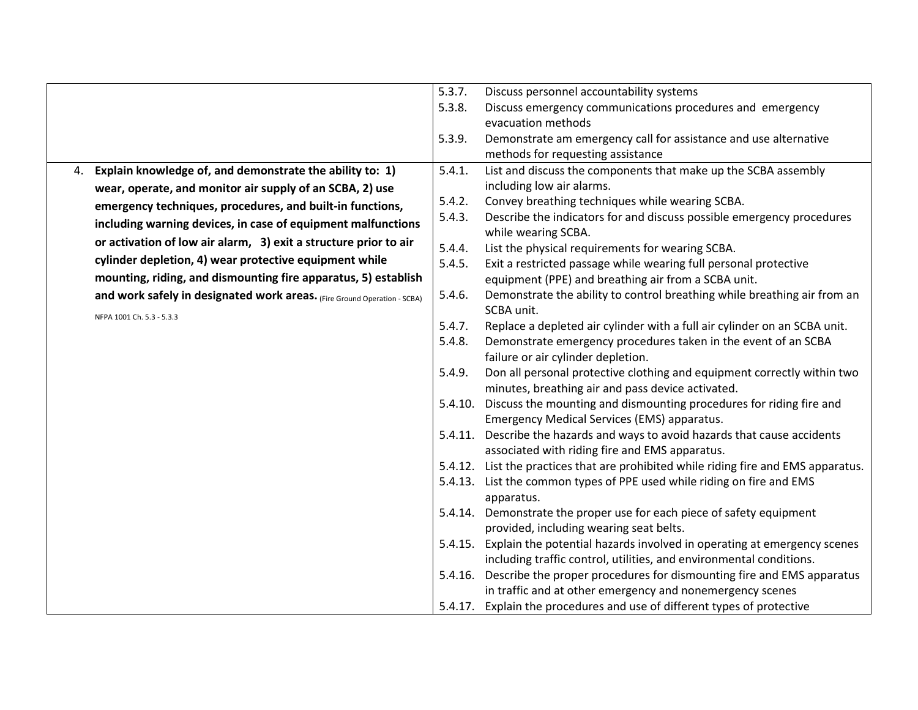| | |
|---|---|
| | 5.3.7. Discuss personnel accountability systems<br>5.3.8. Discuss emergency communications procedures and emergency evacuation methods<br>5.3.9. Demonstrate am emergency call for assistance and use alternative methods for requesting assistance |
| 4. **Explain knowledge of, and demonstrate the ability to: 1) wear, operate, and monitor air supply of an SCBA, 2) use emergency techniques, procedures, and built-in functions, including warning devices, in case of equipment malfunctions or activation of low air alarm, 3) exit a structure prior to air cylinder depletion, 4) wear protective equipment while mounting, riding, and dismounting fire apparatus, 5) establish and work safely in designated work areas.** (Fire Ground Operation - SCBA)<br><br>NFPA 1001 Ch. 5.3 - 5.3.3 | 5.4.1. List and discuss the components that make up the SCBA assembly including low air alarms.<br>5.4.2. Convey breathing techniques while wearing SCBA.<br>5.4.3. Describe the indicators for and discuss possible emergency procedures while wearing SCBA.<br>5.4.4. List the physical requirements for wearing SCBA.<br>5.4.5. Exit a restricted passage while wearing full personal protective equipment (PPE) and breathing air from a SCBA unit.<br>5.4.6. Demonstrate the ability to control breathing while breathing air from an SCBA unit.<br>5.4.7. Replace a depleted air cylinder with a full air cylinder on an SCBA unit.<br>5.4.8. Demonstrate emergency procedures taken in the event of an SCBA failure or air cylinder depletion.<br>5.4.9. Don all personal protective clothing and equipment correctly within two minutes, breathing air and pass device activated.<br>5.4.10. Discuss the mounting and dismounting procedures for riding fire and Emergency Medical Services (EMS) apparatus.<br>5.4.11. Describe the hazards and ways to avoid hazards that cause accidents associated with riding fire and EMS apparatus.<br>5.4.12. List the practices that are prohibited while riding fire and EMS apparatus.<br>5.4.13. List the common types of PPE used while riding on fire and EMS apparatus.<br>5.4.14. Demonstrate the proper use for each piece of safety equipment provided, including wearing seat belts.<br>5.4.15. Explain the potential hazards involved in operating at emergency scenes including traffic control, utilities, and environmental conditions.<br>5.4.16. Describe the proper procedures for dismounting fire and EMS apparatus in traffic and at other emergency and nonemergency scenes<br>5.4.17. Explain the procedures and use of different types of protective |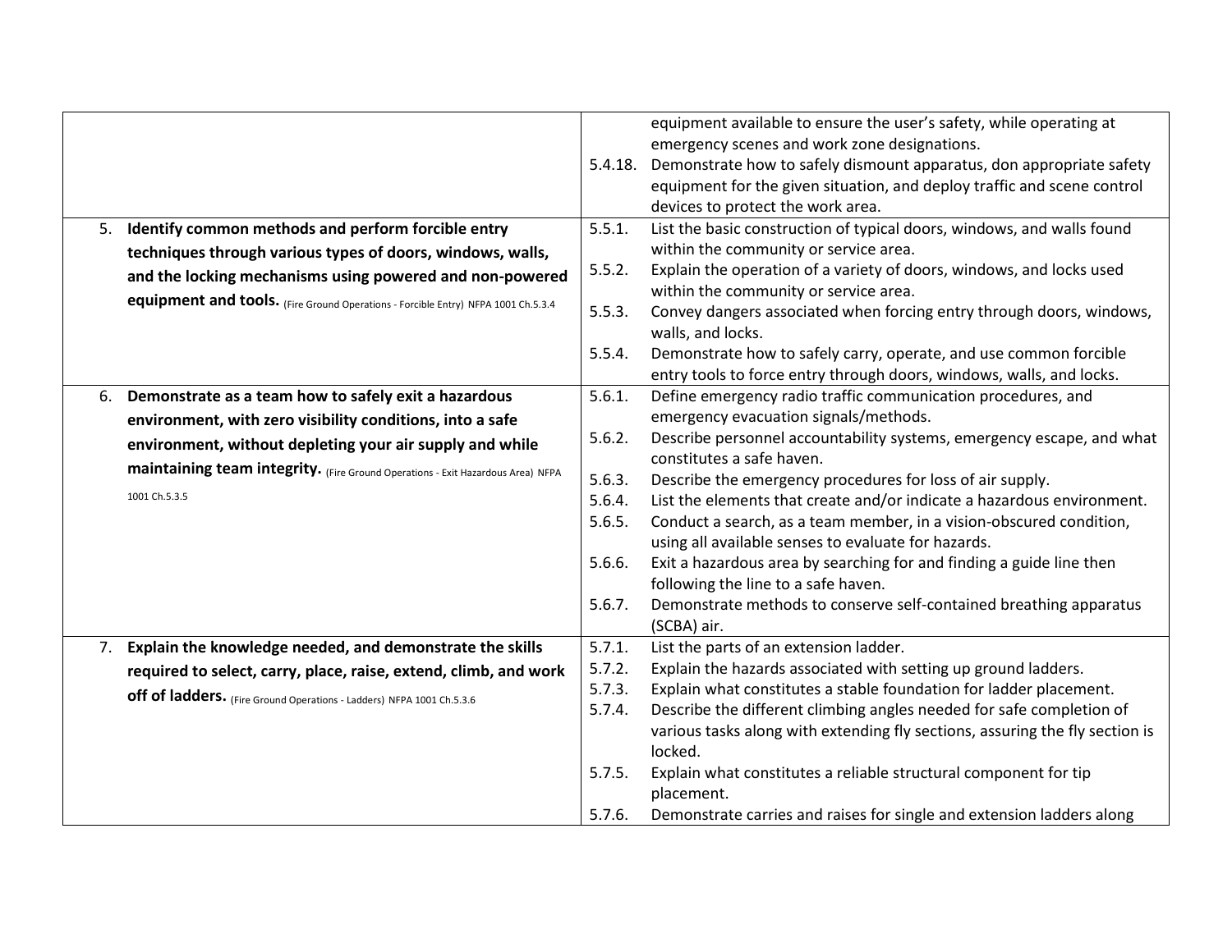| | |
|---|---|
| | equipment available to ensure the user's safety, while operating at emergency scenes and work zone designations.<br>5.4.18. Demonstrate how to safely dismount apparatus, don appropriate safety equipment for the given situation, and deploy traffic and scene control devices to protect the work area. |
| 5. **Identify common methods and perform forcible entry techniques through various types of doors, windows, walls, and the locking mechanisms using powered and non-powered equipment and tools.** (Fire Ground Operations - Forcible Entry) NFPA 1001 Ch.5.3.4 | 5.5.1. List the basic construction of typical doors, windows, and walls found within the community or service area.<br>5.5.2. Explain the operation of a variety of doors, windows, and locks used within the community or service area.<br>5.5.3. Convey dangers associated when forcing entry through doors, windows, walls, and locks.<br>5.5.4. Demonstrate how to safely carry, operate, and use common forcible entry tools to force entry through doors, windows, walls, and locks. |
| 6. **Demonstrate as a team how to safely exit a hazardous environment, with zero visibility conditions, into a safe environment, without depleting your air supply and while maintaining team integrity.** (Fire Ground Operations - Exit Hazardous Area) NFPA 1001 Ch.5.3.5 | 5.6.1. Define emergency radio traffic communication procedures, and emergency evacuation signals/methods.<br>5.6.2. Describe personnel accountability systems, emergency escape, and what constitutes a safe haven.<br>5.6.3. Describe the emergency procedures for loss of air supply.<br>5.6.4. List the elements that create and/or indicate a hazardous environment.<br>5.6.5. Conduct a search, as a team member, in a vision-obscured condition, using all available senses to evaluate for hazards.<br>5.6.6. Exit a hazardous area by searching for and finding a guide line then following the line to a safe haven.<br>5.6.7. Demonstrate methods to conserve self-contained breathing apparatus (SCBA) air. |
| 7. **Explain the knowledge needed, and demonstrate the skills required to select, carry, place, raise, extend, climb, and work off of ladders.** (Fire Ground Operations - Ladders) NFPA 1001 Ch.5.3.6 | 5.7.1. List the parts of an extension ladder.<br>5.7.2. Explain the hazards associated with setting up ground ladders.<br>5.7.3. Explain what constitutes a stable foundation for ladder placement.<br>5.7.4. Describe the different climbing angles needed for safe completion of various tasks along with extending fly sections, assuring the fly section is locked.<br>5.7.5. Explain what constitutes a reliable structural component for tip placement.<br>5.7.6. Demonstrate carries and raises for single and extension ladders along |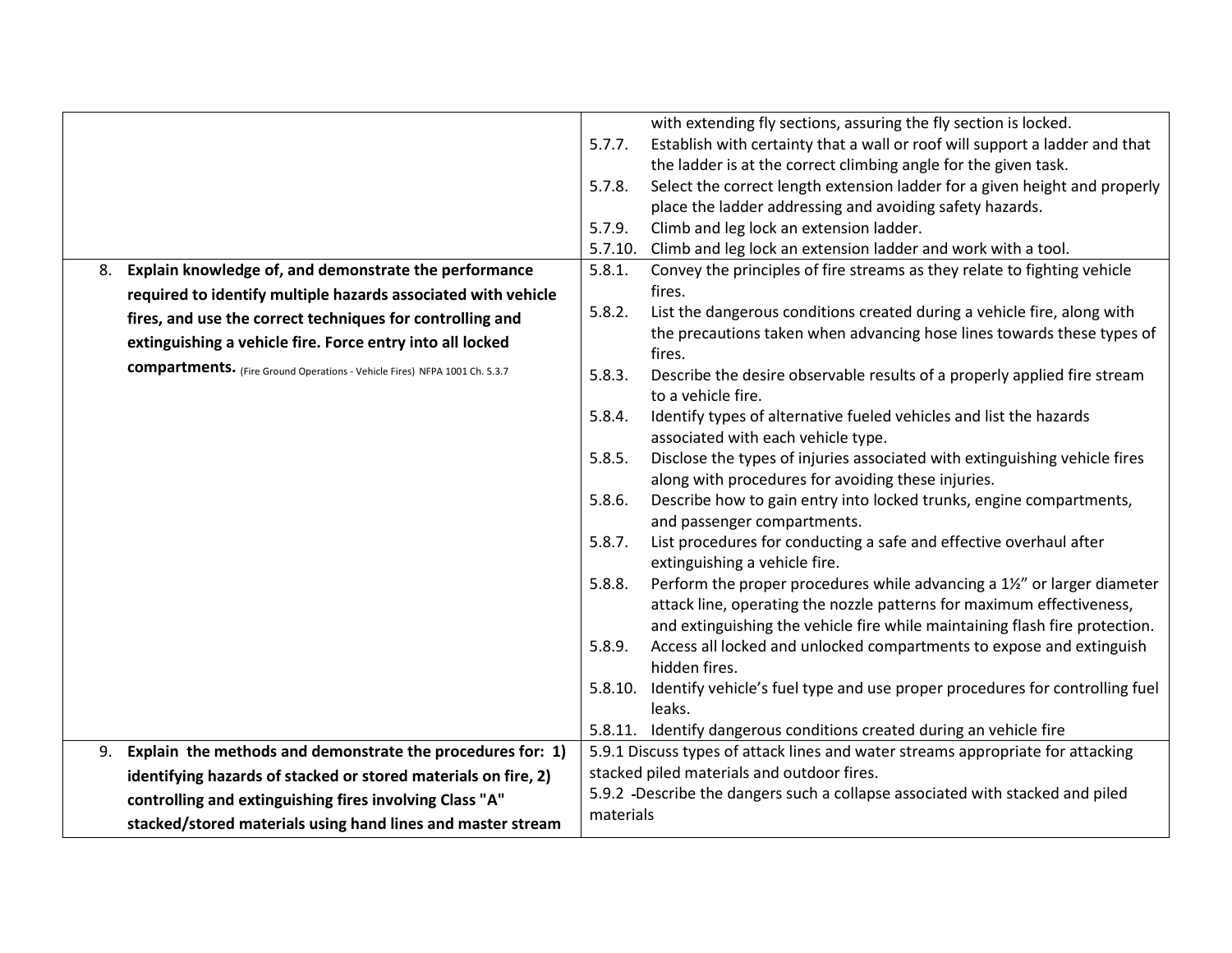| | |
|---|---|
| | with extending fly sections, assuring the fly section is locked.<br>5.7.7. Establish with certainty that a wall or roof will support a ladder and that the ladder is at the correct climbing angle for the given task.<br>5.7.8. Select the correct length extension ladder for a given height and properly place the ladder addressing and avoiding safety hazards.<br>5.7.9. Climb and leg lock an extension ladder.<br>5.7.10. Climb and leg lock an extension ladder and work with a tool. |
| 8. **Explain knowledge of, and demonstrate the performance required to identify multiple hazards associated with vehicle fires, and use the correct techniques for controlling and extinguishing a vehicle fire. Force entry into all locked compartments.** (Fire Ground Operations - Vehicle Fires) NFPA 1001 Ch. 5.3.7 | 5.8.1. Convey the principles of fire streams as they relate to fighting vehicle fires.<br>5.8.2. List the dangerous conditions created during a vehicle fire, along with the precautions taken when advancing hose lines towards these types of fires.<br>5.8.3. Describe the desire observable results of a properly applied fire stream to a vehicle fire.<br>5.8.4. Identify types of alternative fueled vehicles and list the hazards associated with each vehicle type.<br>5.8.5. Disclose the types of injuries associated with extinguishing vehicle fires along with procedures for avoiding these injuries.<br>5.8.6. Describe how to gain entry into locked trunks, engine compartments, and passenger compartments.<br>5.8.7. List procedures for conducting a safe and effective overhaul after extinguishing a vehicle fire.<br>5.8.8. Perform the proper procedures while advancing a 1½" or larger diameter attack line, operating the nozzle patterns for maximum effectiveness, and extinguishing the vehicle fire while maintaining flash fire protection.<br>5.8.9. Access all locked and unlocked compartments to expose and extinguish hidden fires.<br>5.8.10. Identify vehicle's fuel type and use proper procedures for controlling fuel leaks.<br>5.8.11. Identify dangerous conditions created during an vehicle fire |
| 9. **Explain the methods and demonstrate the procedures for: 1) identifying hazards of stacked or stored materials on fire, 2) controlling and extinguishing fires involving Class "A" stacked/stored materials using hand lines and master stream** | 5.9.1 Discuss types of attack lines and water streams appropriate for attacking stacked piled materials and outdoor fires.<br>5.9.2 -Describe the dangers such a collapse associated with stacked and piled materials |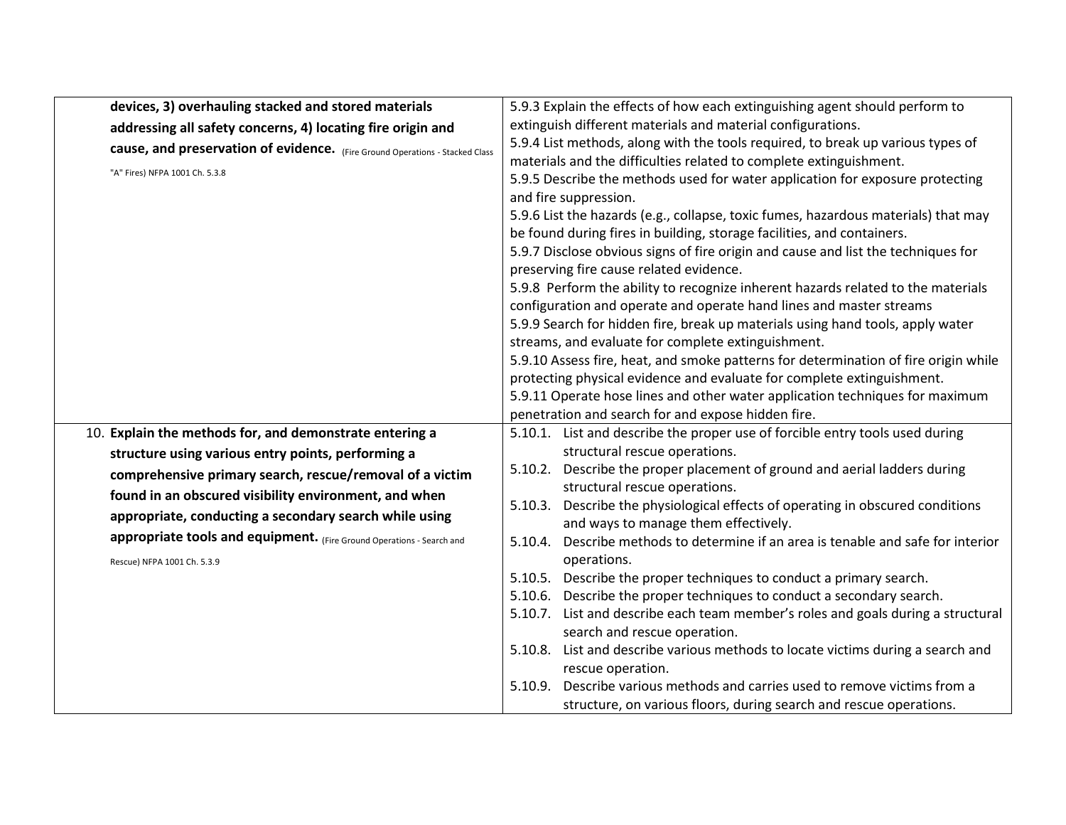| | |
|---|---|
| **devices, 3) overhauling stacked and stored materials addressing all safety concerns, 4) locating fire origin and cause, and preservation of evidence.** (Fire Ground Operations - Stacked Class "A" Fires) NFPA 1001 Ch. 5.3.8 | 5.9.3 Explain the effects of how each extinguishing agent should perform to extinguish different materials and material configurations.<br>5.9.4 List methods, along with the tools required, to break up various types of materials and the difficulties related to complete extinguishment.<br>5.9.5 Describe the methods used for water application for exposure protecting and fire suppression.<br>5.9.6 List the hazards (e.g., collapse, toxic fumes, hazardous materials) that may be found during fires in building, storage facilities, and containers.<br>5.9.7 Disclose obvious signs of fire origin and cause and list the techniques for preserving fire cause related evidence.<br>5.9.8 Perform the ability to recognize inherent hazards related to the materials configuration and operate and operate hand lines and master streams<br>5.9.9 Search for hidden fire, break up materials using hand tools, apply water streams, and evaluate for complete extinguishment.<br>5.9.10 Assess fire, heat, and smoke patterns for determination of fire origin while protecting physical evidence and evaluate for complete extinguishment.<br>5.9.11 Operate hose lines and other water application techniques for maximum penetration and search for and expose hidden fire. |
| 10. **Explain the methods for, and demonstrate entering a structure using various entry points, performing a comprehensive primary search, rescue/removal of a victim found in an obscured visibility environment, and when appropriate, conducting a secondary search while using appropriate tools and equipment.** (Fire Ground Operations - Search and Rescue) NFPA 1001 Ch. 5.3.9 | 5.10.1. List and describe the proper use of forcible entry tools used during structural rescue operations.<br>5.10.2. Describe the proper placement of ground and aerial ladders during structural rescue operations.<br>5.10.3. Describe the physiological effects of operating in obscured conditions and ways to manage them effectively.<br>5.10.4. Describe methods to determine if an area is tenable and safe for interior operations.<br>5.10.5. Describe the proper techniques to conduct a primary search.<br>5.10.6. Describe the proper techniques to conduct a secondary search.<br>5.10.7. List and describe each team member's roles and goals during a structural search and rescue operation.<br>5.10.8. List and describe various methods to locate victims during a search and rescue operation.<br>5.10.9. Describe various methods and carries used to remove victims from a structure, on various floors, during search and rescue operations. |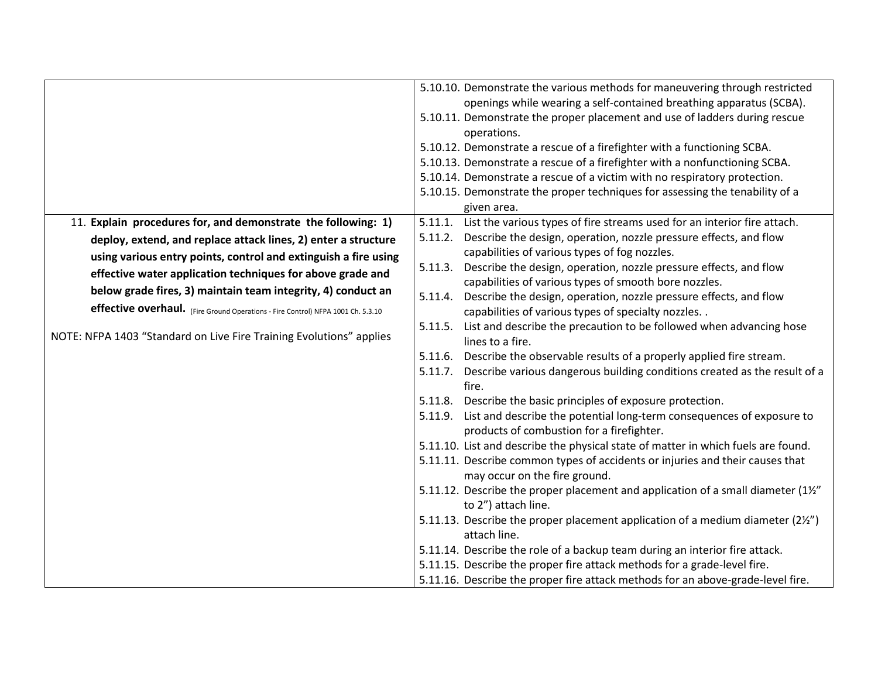| | |
|---|---|
| | 5.10.10. Demonstrate the various methods for maneuvering through restricted openings while wearing a self-contained breathing apparatus (SCBA).<br>5.10.11. Demonstrate the proper placement and use of ladders during rescue operations.<br>5.10.12. Demonstrate a rescue of a firefighter with a functioning SCBA.<br>5.10.13. Demonstrate a rescue of a firefighter with a nonfunctioning SCBA.<br>5.10.14. Demonstrate a rescue of a victim with no respiratory protection.<br>5.10.15. Demonstrate the proper techniques for assessing the tenability of a given area. |
| 11. **Explain procedures for, and demonstrate the following: 1) deploy, extend, and replace attack lines, 2) enter a structure using various entry points, control and extinguish a fire using effective water application techniques for above grade and below grade fires, 3) maintain team integrity, 4) conduct an effective overhaul.** (Fire Ground Operations - Fire Control) NFPA 1001 Ch. 5.3.10<br><br>NOTE: NFPA 1403 "Standard on Live Fire Training Evolutions" applies | 5.11.1. List the various types of fire streams used for an interior fire attach.<br>5.11.2. Describe the design, operation, nozzle pressure effects, and flow capabilities of various types of fog nozzles.<br>5.11.3. Describe the design, operation, nozzle pressure effects, and flow capabilities of various types of smooth bore nozzles.<br>5.11.4. Describe the design, operation, nozzle pressure effects, and flow capabilities of various types of specialty nozzles. .<br>5.11.5. List and describe the precaution to be followed when advancing hose lines to a fire.<br>5.11.6. Describe the observable results of a properly applied fire stream.<br>5.11.7. Describe various dangerous building conditions created as the result of a fire.<br>5.11.8. Describe the basic principles of exposure protection.<br>5.11.9. List and describe the potential long-term consequences of exposure to products of combustion for a firefighter.<br>5.11.10. List and describe the physical state of matter in which fuels are found.<br>5.11.11. Describe common types of accidents or injuries and their causes that may occur on the fire ground.<br>5.11.12. Describe the proper placement and application of a small diameter (1½" to 2") attach line.<br>5.11.13. Describe the proper placement application of a medium diameter (2½") attach line.<br>5.11.14. Describe the role of a backup team during an interior fire attack.<br>5.11.15. Describe the proper fire attack methods for a grade-level fire.<br>5.11.16. Describe the proper fire attack methods for an above-grade-level fire. |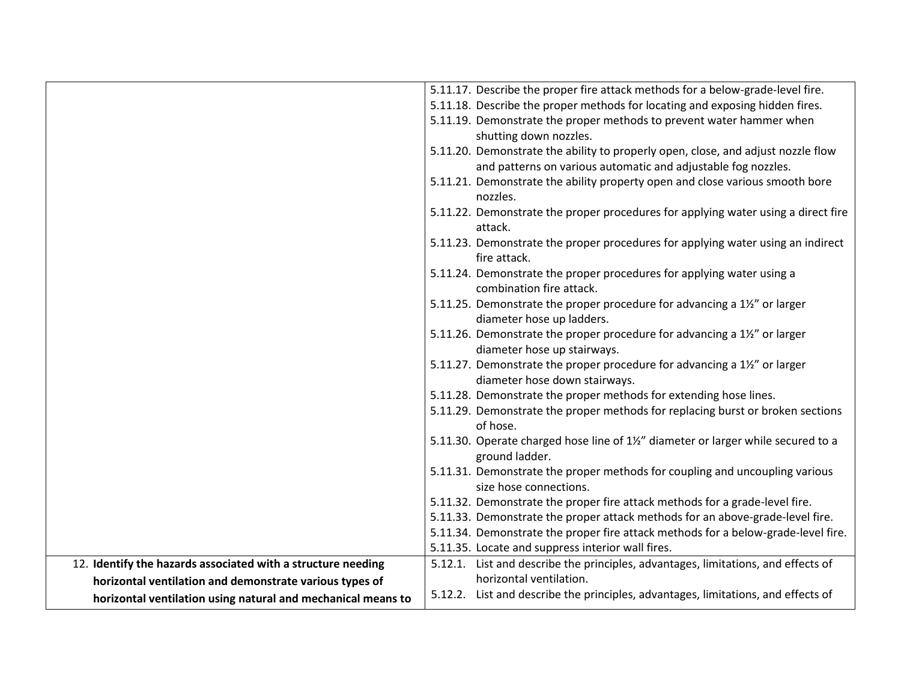| | |
|---|---|
| | 5.11.17. Describe the proper fire attack methods for a below-grade-level fire.<br>5.11.18. Describe the proper methods for locating and exposing hidden fires.<br>5.11.19. Demonstrate the proper methods to prevent water hammer when shutting down nozzles.<br>5.11.20. Demonstrate the ability to properly open, close, and adjust nozzle flow and patterns on various automatic and adjustable fog nozzles.<br>5.11.21. Demonstrate the ability property open and close various smooth bore nozzles.<br>5.11.22. Demonstrate the proper procedures for applying water using a direct fire attack.<br>5.11.23. Demonstrate the proper procedures for applying water using an indirect fire attack.<br>5.11.24. Demonstrate the proper procedures for applying water using a combination fire attack.<br>5.11.25. Demonstrate the proper procedure for advancing a 1½" or larger diameter hose up ladders.<br>5.11.26. Demonstrate the proper procedure for advancing a 1½" or larger diameter hose up stairways.<br>5.11.27. Demonstrate the proper procedure for advancing a 1½" or larger diameter hose down stairways.<br>5.11.28. Demonstrate the proper methods for extending hose lines.<br>5.11.29. Demonstrate the proper methods for replacing burst or broken sections of hose.<br>5.11.30. Operate charged hose line of 1½" diameter or larger while secured to a ground ladder.<br>5.11.31. Demonstrate the proper methods for coupling and uncoupling various size hose connections.<br>5.11.32. Demonstrate the proper fire attack methods for a grade-level fire.<br>5.11.33. Demonstrate the proper attack methods for an above-grade-level fire.<br>5.11.34. Demonstrate the proper fire attack methods for a below-grade-level fire.<br>5.11.35. Locate and suppress interior wall fires. |
| 12. **Identify the hazards associated with a structure needing horizontal ventilation and demonstrate various types of horizontal ventilation using natural and mechanical means to** | 5.12.1. List and describe the principles, advantages, limitations, and effects of horizontal ventilation.<br>5.12.2. List and describe the principles, advantages, limitations, and effects of |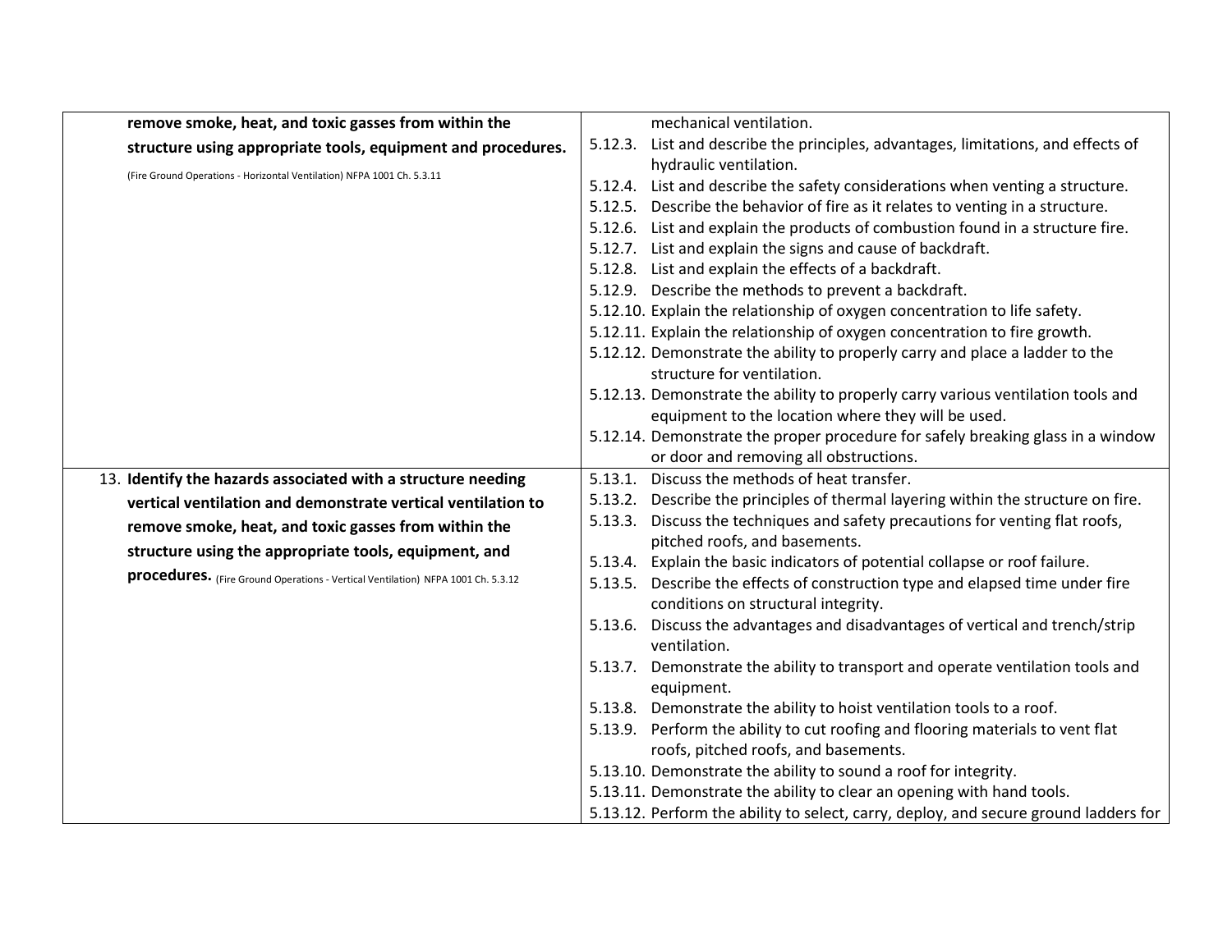| | |
|---|---|
| **remove smoke, heat, and toxic gasses from within the structure using appropriate tools, equipment and procedures.** (Fire Ground Operations - Horizontal Ventilation) NFPA 1001 Ch. 5.3.11 | mechanical ventilation.<br>5.12.3. List and describe the principles, advantages, limitations, and effects of hydraulic ventilation.<br>5.12.4. List and describe the safety considerations when venting a structure.<br>5.12.5. Describe the behavior of fire as it relates to venting in a structure.<br>5.12.6. List and explain the products of combustion found in a structure fire.<br>5.12.7. List and explain the signs and cause of backdraft.<br>5.12.8. List and explain the effects of a backdraft.<br>5.12.9. Describe the methods to prevent a backdraft.<br>5.12.10. Explain the relationship of oxygen concentration to life safety.<br>5.12.11. Explain the relationship of oxygen concentration to fire growth.<br>5.12.12. Demonstrate the ability to properly carry and place a ladder to the structure for ventilation.<br>5.12.13. Demonstrate the ability to properly carry various ventilation tools and equipment to the location where they will be used.<br>5.12.14. Demonstrate the proper procedure for safely breaking glass in a window or door and removing all obstructions. |
| 13. **Identify the hazards associated with a structure needing vertical ventilation and demonstrate vertical ventilation to remove smoke, heat, and toxic gasses from within the structure using the appropriate tools, equipment, and procedures.** (Fire Ground Operations - Vertical Ventilation) NFPA 1001 Ch. 5.3.12 | 5.13.1. Discuss the methods of heat transfer.<br>5.13.2. Describe the principles of thermal layering within the structure on fire.<br>5.13.3. Discuss the techniques and safety precautions for venting flat roofs, pitched roofs, and basements.<br>5.13.4. Explain the basic indicators of potential collapse or roof failure.<br>5.13.5. Describe the effects of construction type and elapsed time under fire conditions on structural integrity.<br>5.13.6. Discuss the advantages and disadvantages of vertical and trench/strip ventilation.<br>5.13.7. Demonstrate the ability to transport and operate ventilation tools and equipment.<br>5.13.8. Demonstrate the ability to hoist ventilation tools to a roof.<br>5.13.9. Perform the ability to cut roofing and flooring materials to vent flat roofs, pitched roofs, and basements.<br>5.13.10. Demonstrate the ability to sound a roof for integrity.<br>5.13.11. Demonstrate the ability to clear an opening with hand tools.<br>5.13.12. Perform the ability to select, carry, deploy, and secure ground ladders for |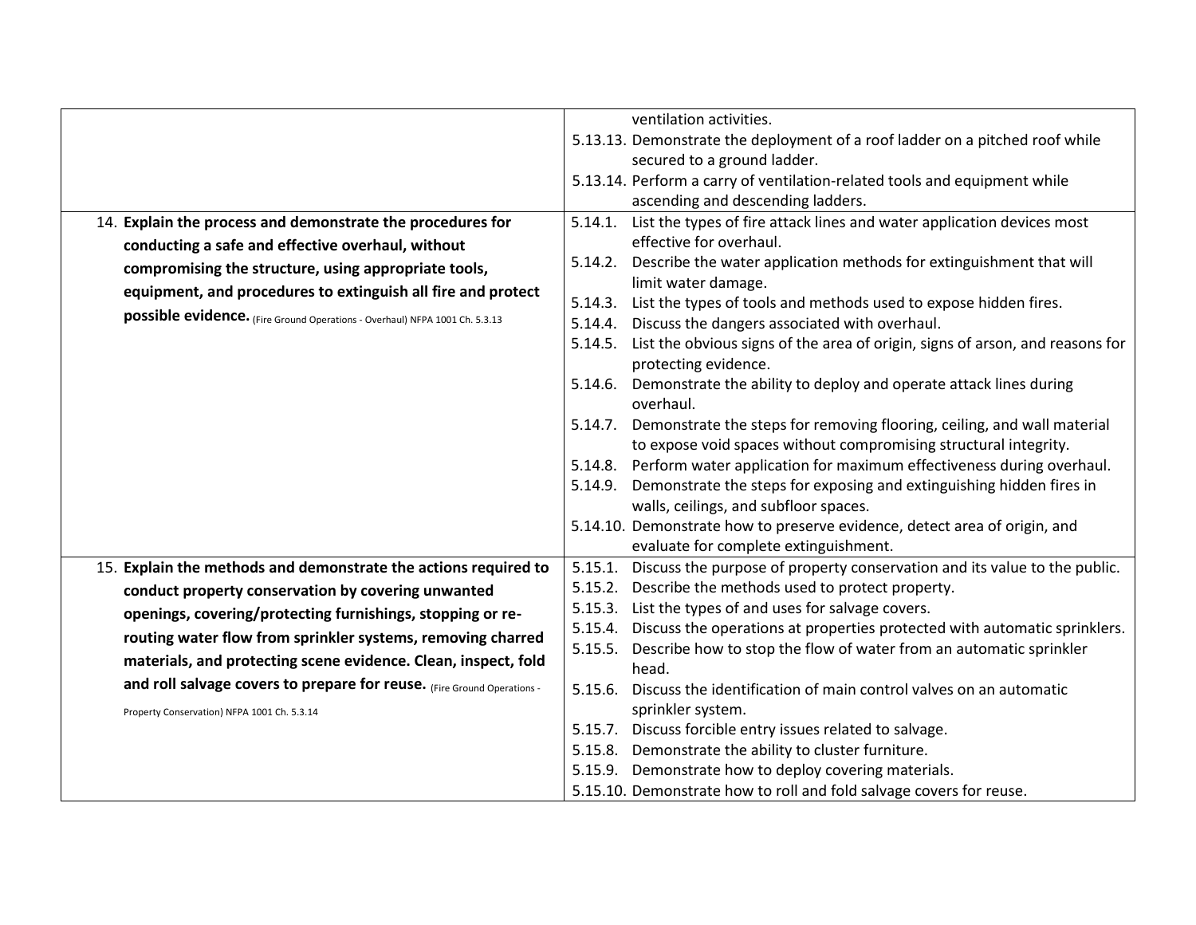| | |
|---|---|
| | ventilation activities.<br>5.13.13. Demonstrate the deployment of a roof ladder on a pitched roof while secured to a ground ladder.<br>5.13.14. Perform a carry of ventilation-related tools and equipment while ascending and descending ladders. |
| 14. **Explain the process and demonstrate the procedures for conducting a safe and effective overhaul, without compromising the structure, using appropriate tools, equipment, and procedures to extinguish all fire and protect possible evidence.** (Fire Ground Operations - Overhaul) NFPA 1001 Ch. 5.3.13 | 5.14.1. List the types of fire attack lines and water application devices most effective for overhaul.<br>5.14.2. Describe the water application methods for extinguishment that will limit water damage.<br>5.14.3. List the types of tools and methods used to expose hidden fires.<br>5.14.4. Discuss the dangers associated with overhaul.<br>5.14.5. List the obvious signs of the area of origin, signs of arson, and reasons for protecting evidence.<br>5.14.6. Demonstrate the ability to deploy and operate attack lines during overhaul.<br>5.14.7. Demonstrate the steps for removing flooring, ceiling, and wall material to expose void spaces without compromising structural integrity.<br>5.14.8. Perform water application for maximum effectiveness during overhaul.<br>5.14.9. Demonstrate the steps for exposing and extinguishing hidden fires in walls, ceilings, and subfloor spaces.<br>5.14.10. Demonstrate how to preserve evidence, detect area of origin, and evaluate for complete extinguishment. |
| 15. **Explain the methods and demonstrate the actions required to conduct property conservation by covering unwanted openings, covering/protecting furnishings, stopping or re-routing water flow from sprinkler systems, removing charred materials, and protecting scene evidence. Clean, inspect, fold and roll salvage covers to prepare for reuse.** (Fire Ground Operations - Property Conservation) NFPA 1001 Ch. 5.3.14 | 5.15.1. Discuss the purpose of property conservation and its value to the public.<br>5.15.2. Describe the methods used to protect property.<br>5.15.3. List the types of and uses for salvage covers.<br>5.15.4. Discuss the operations at properties protected with automatic sprinklers.<br>5.15.5. Describe how to stop the flow of water from an automatic sprinkler head.<br>5.15.6. Discuss the identification of main control valves on an automatic sprinkler system.<br>5.15.7. Discuss forcible entry issues related to salvage.<br>5.15.8. Demonstrate the ability to cluster furniture.<br>5.15.9. Demonstrate how to deploy covering materials.<br>5.15.10. Demonstrate how to roll and fold salvage covers for reuse. |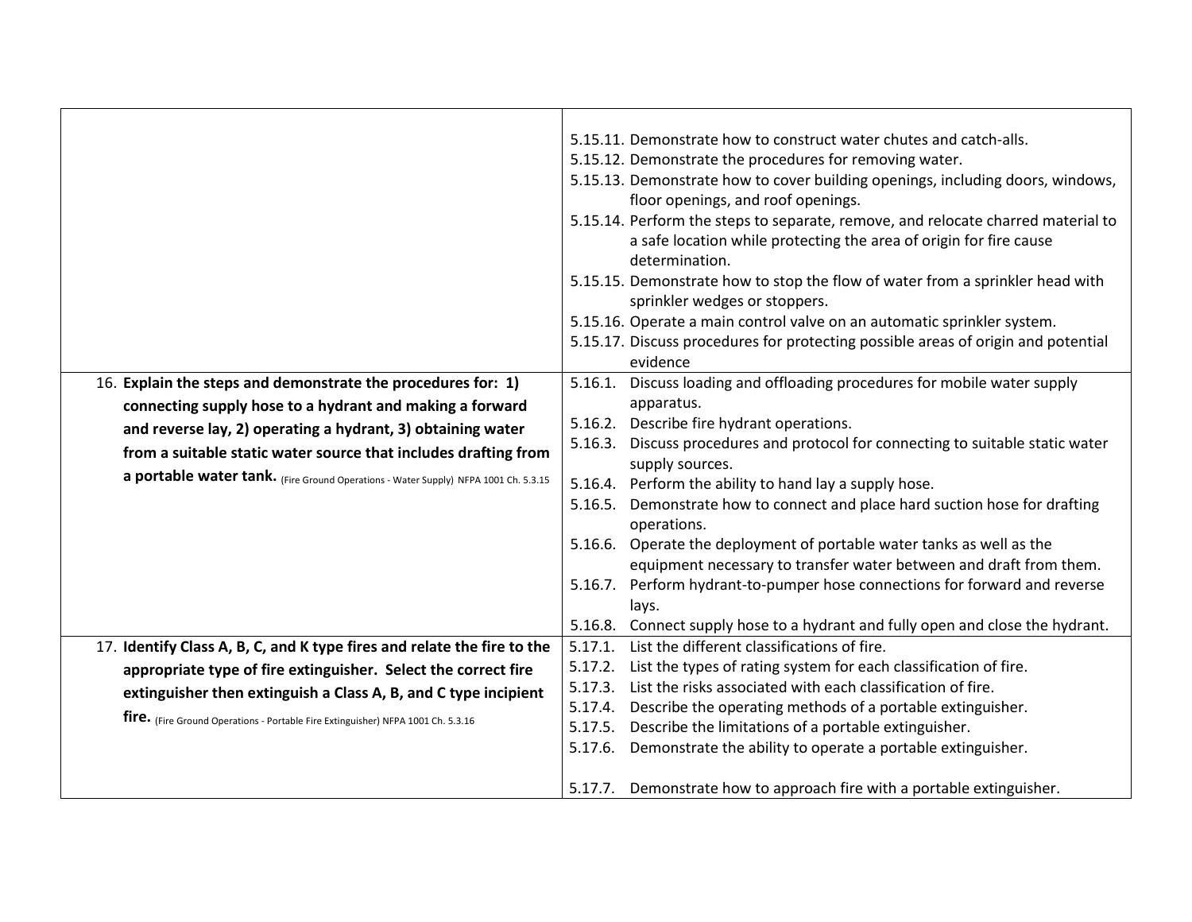| | |
|---|---|
| | 5.15.11. Demonstrate how to construct water chutes and catch-alls.<br>5.15.12. Demonstrate the procedures for removing water.<br>5.15.13. Demonstrate how to cover building openings, including doors, windows, floor openings, and roof openings.<br>5.15.14. Perform the steps to separate, remove, and relocate charred material to a safe location while protecting the area of origin for fire cause determination.<br>5.15.15. Demonstrate how to stop the flow of water from a sprinkler head with sprinkler wedges or stoppers.<br>5.15.16. Operate a main control valve on an automatic sprinkler system.<br>5.15.17. Discuss procedures for protecting possible areas of origin and potential evidence |
| 16. **Explain the steps and demonstrate the procedures for: 1) connecting supply hose to a hydrant and making a forward and reverse lay, 2) operating a hydrant, 3) obtaining water from a suitable static water source that includes drafting from a portable water tank.** (Fire Ground Operations - Water Supply) NFPA 1001 Ch. 5.3.15 | 5.16.1. Discuss loading and offloading procedures for mobile water supply apparatus.<br>5.16.2. Describe fire hydrant operations.<br>5.16.3. Discuss procedures and protocol for connecting to suitable static water supply sources.<br>5.16.4. Perform the ability to hand lay a supply hose.<br>5.16.5. Demonstrate how to connect and place hard suction hose for drafting operations.<br>5.16.6. Operate the deployment of portable water tanks as well as the equipment necessary to transfer water between and draft from them.<br>5.16.7. Perform hydrant-to-pumper hose connections for forward and reverse lays.<br>5.16.8. Connect supply hose to a hydrant and fully open and close the hydrant. |
| 17. **Identify Class A, B, C, and K type fires and relate the fire to the appropriate type of fire extinguisher. Select the correct fire extinguisher then extinguish a Class A, B, and C type incipient fire.** (Fire Ground Operations - Portable Fire Extinguisher) NFPA 1001 Ch. 5.3.16 | 5.17.1. List the different classifications of fire.<br>5.17.2. List the types of rating system for each classification of fire.<br>5.17.3. List the risks associated with each classification of fire.<br>5.17.4. Describe the operating methods of a portable extinguisher.<br>5.17.5. Describe the limitations of a portable extinguisher.<br>5.17.6. Demonstrate the ability to operate a portable extinguisher.<br>5.17.7. Demonstrate how to approach fire with a portable extinguisher. |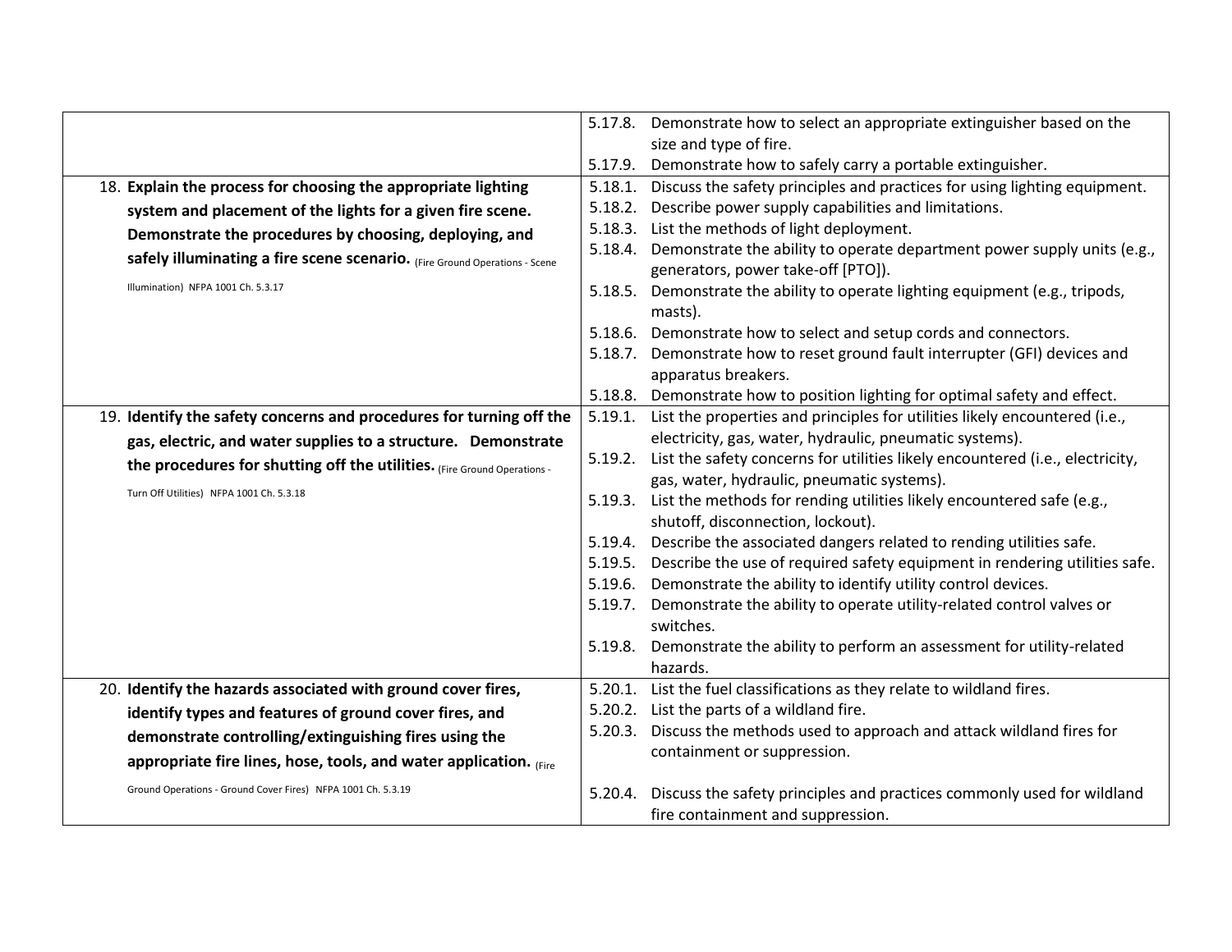| | |
|---|---|
| | 5.17.8. Demonstrate how to select an appropriate extinguisher based on the size and type of fire.<br>5.17.9. Demonstrate how to safely carry a portable extinguisher. |
| 18. **Explain the process for choosing the appropriate lighting system and placement of the lights for a given fire scene. Demonstrate the procedures by choosing, deploying, and safely illuminating a fire scene scenario.** (Fire Ground Operations - Scene Illumination) NFPA 1001 Ch. 5.3.17 | 5.18.1. Discuss the safety principles and practices for using lighting equipment.<br>5.18.2. Describe power supply capabilities and limitations.<br>5.18.3. List the methods of light deployment.<br>5.18.4. Demonstrate the ability to operate department power supply units (e.g., generators, power take-off [PTO]).<br>5.18.5. Demonstrate the ability to operate lighting equipment (e.g., tripods, masts).<br>5.18.6. Demonstrate how to select and setup cords and connectors.<br>5.18.7. Demonstrate how to reset ground fault interrupter (GFI) devices and apparatus breakers.<br>5.18.8. Demonstrate how to position lighting for optimal safety and effect. |
| 19. **Identify the safety concerns and procedures for turning off the gas, electric, and water supplies to a structure. Demonstrate the procedures for shutting off the utilities.** (Fire Ground Operations - Turn Off Utilities) NFPA 1001 Ch. 5.3.18 | 5.19.1. List the properties and principles for utilities likely encountered (i.e., electricity, gas, water, hydraulic, pneumatic systems).<br>5.19.2. List the safety concerns for utilities likely encountered (i.e., electricity, gas, water, hydraulic, pneumatic systems).<br>5.19.3. List the methods for rending utilities likely encountered safe (e.g., shutoff, disconnection, lockout).<br>5.19.4. Describe the associated dangers related to rending utilities safe.<br>5.19.5. Describe the use of required safety equipment in rendering utilities safe.<br>5.19.6. Demonstrate the ability to identify utility control devices.<br>5.19.7. Demonstrate the ability to operate utility-related control valves or switches.<br>5.19.8. Demonstrate the ability to perform an assessment for utility-related hazards. |
| 20. **Identify the hazards associated with ground cover fires, identify types and features of ground cover fires, and demonstrate controlling/extinguishing fires using the appropriate fire lines, hose, tools, and water application.** (Fire Ground Operations - Ground Cover Fires) NFPA 1001 Ch. 5.3.19 | 5.20.1. List the fuel classifications as they relate to wildland fires.<br>5.20.2. List the parts of a wildland fire.<br>5.20.3. Discuss the methods used to approach and attack wildland fires for containment or suppression.<br>5.20.4. Discuss the safety principles and practices commonly used for wildland fire containment and suppression. |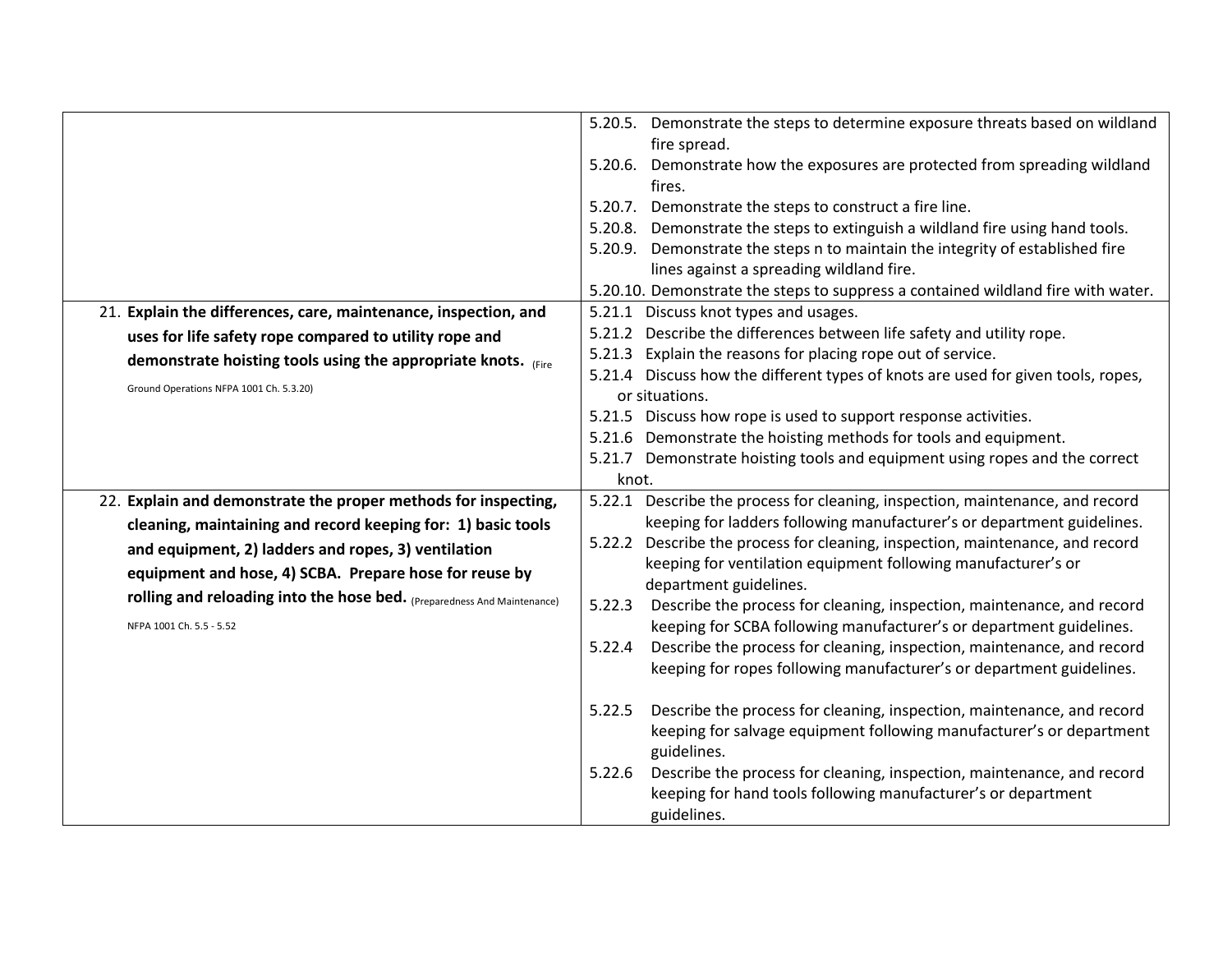| | |
|---|---|
| | 5.20.5. Demonstrate the steps to determine exposure threats based on wildland fire spread.<br>5.20.6. Demonstrate how the exposures are protected from spreading wildland fires.<br>5.20.7. Demonstrate the steps to construct a fire line.<br>5.20.8. Demonstrate the steps to extinguish a wildland fire using hand tools.<br>5.20.9. Demonstrate the steps n to maintain the integrity of established fire lines against a spreading wildland fire.<br>5.20.10. Demonstrate the steps to suppress a contained wildland fire with water. |
| 21. **Explain the differences, care, maintenance, inspection, and uses for life safety rope compared to utility rope and demonstrate hoisting tools using the appropriate knots.** (Fire Ground Operations NFPA 1001 Ch. 5.3.20) | 5.21.1 Discuss knot types and usages.<br>5.21.2 Describe the differences between life safety and utility rope.<br>5.21.3 Explain the reasons for placing rope out of service.<br>5.21.4 Discuss how the different types of knots are used for given tools, ropes, or situations.<br>5.21.5 Discuss how rope is used to support response activities.<br>5.21.6 Demonstrate the hoisting methods for tools and equipment.<br>5.21.7 Demonstrate hoisting tools and equipment using ropes and the correct knot. |
| 22. **Explain and demonstrate the proper methods for inspecting, cleaning, maintaining and record keeping for: 1) basic tools and equipment, 2) ladders and ropes, 3) ventilation equipment and hose, 4) SCBA. Prepare hose for reuse by rolling and reloading into the hose bed.** (Preparedness And Maintenance) NFPA 1001 Ch. 5.5 - 5.52 | 5.22.1 Describe the process for cleaning, inspection, maintenance, and record keeping for ladders following manufacturer's or department guidelines.<br>5.22.2 Describe the process for cleaning, inspection, maintenance, and record keeping for ventilation equipment following manufacturer's or department guidelines.<br>5.22.3 Describe the process for cleaning, inspection, maintenance, and record keeping for SCBA following manufacturer's or department guidelines.<br>5.22.4 Describe the process for cleaning, inspection, maintenance, and record keeping for ropes following manufacturer's or department guidelines.<br><br>5.22.5 Describe the process for cleaning, inspection, maintenance, and record keeping for salvage equipment following manufacturer's or department guidelines.<br>5.22.6 Describe the process for cleaning, inspection, maintenance, and record keeping for hand tools following manufacturer's or department guidelines. |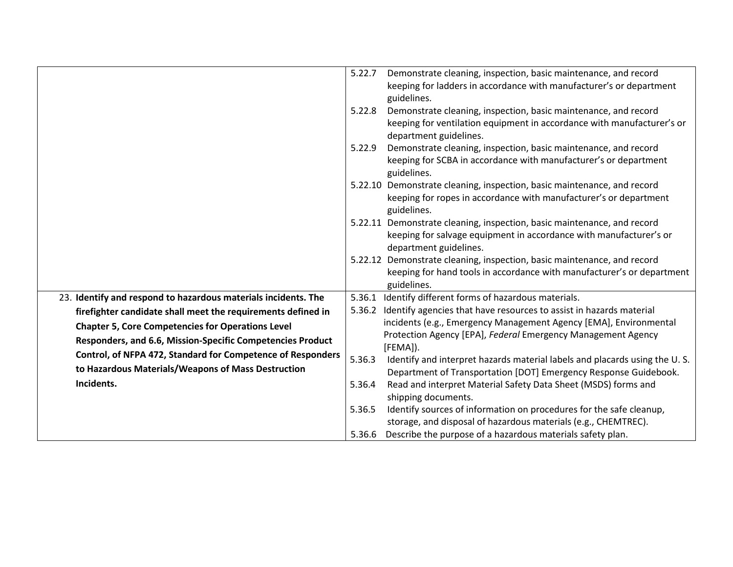| | |
|---|---|
| | 5.22.7 Demonstrate cleaning, inspection, basic maintenance, and record keeping for ladders in accordance with manufacturer's or department guidelines.<br>5.22.8 Demonstrate cleaning, inspection, basic maintenance, and record keeping for ventilation equipment in accordance with manufacturer's or department guidelines.<br>5.22.9 Demonstrate cleaning, inspection, basic maintenance, and record keeping for SCBA in accordance with manufacturer's or department guidelines.<br>5.22.10 Demonstrate cleaning, inspection, basic maintenance, and record keeping for ropes in accordance with manufacturer's or department guidelines.<br>5.22.11 Demonstrate cleaning, inspection, basic maintenance, and record keeping for salvage equipment in accordance with manufacturer's or department guidelines.<br>5.22.12 Demonstrate cleaning, inspection, basic maintenance, and record keeping for hand tools in accordance with manufacturer's or department guidelines. |
| 23. **Identify and respond to hazardous materials incidents. The firefighter candidate shall meet the requirements defined in Chapter 5, Core Competencies for Operations Level Responders, and 6.6, Mission-Specific Competencies Product Control, of NFPA 472, Standard for Competence of Responders to Hazardous Materials/Weapons of Mass Destruction Incidents.** | 5.36.1 Identify different forms of hazardous materials.<br>5.36.2 Identify agencies that have resources to assist in hazards material incidents (e.g., Emergency Management Agency [EMA], Environmental Protection Agency [EPA], *Federal* Emergency Management Agency [FEMA]).<br>5.36.3 Identify and interpret hazards material labels and placards using the U. S. Department of Transportation [DOT] Emergency Response Guidebook.<br>5.36.4 Read and interpret Material Safety Data Sheet (MSDS) forms and shipping documents.<br>5.36.5 Identify sources of information on procedures for the safe cleanup, storage, and disposal of hazardous materials (e.g., CHEMTREC).<br>5.36.6 Describe the purpose of a hazardous materials safety plan. |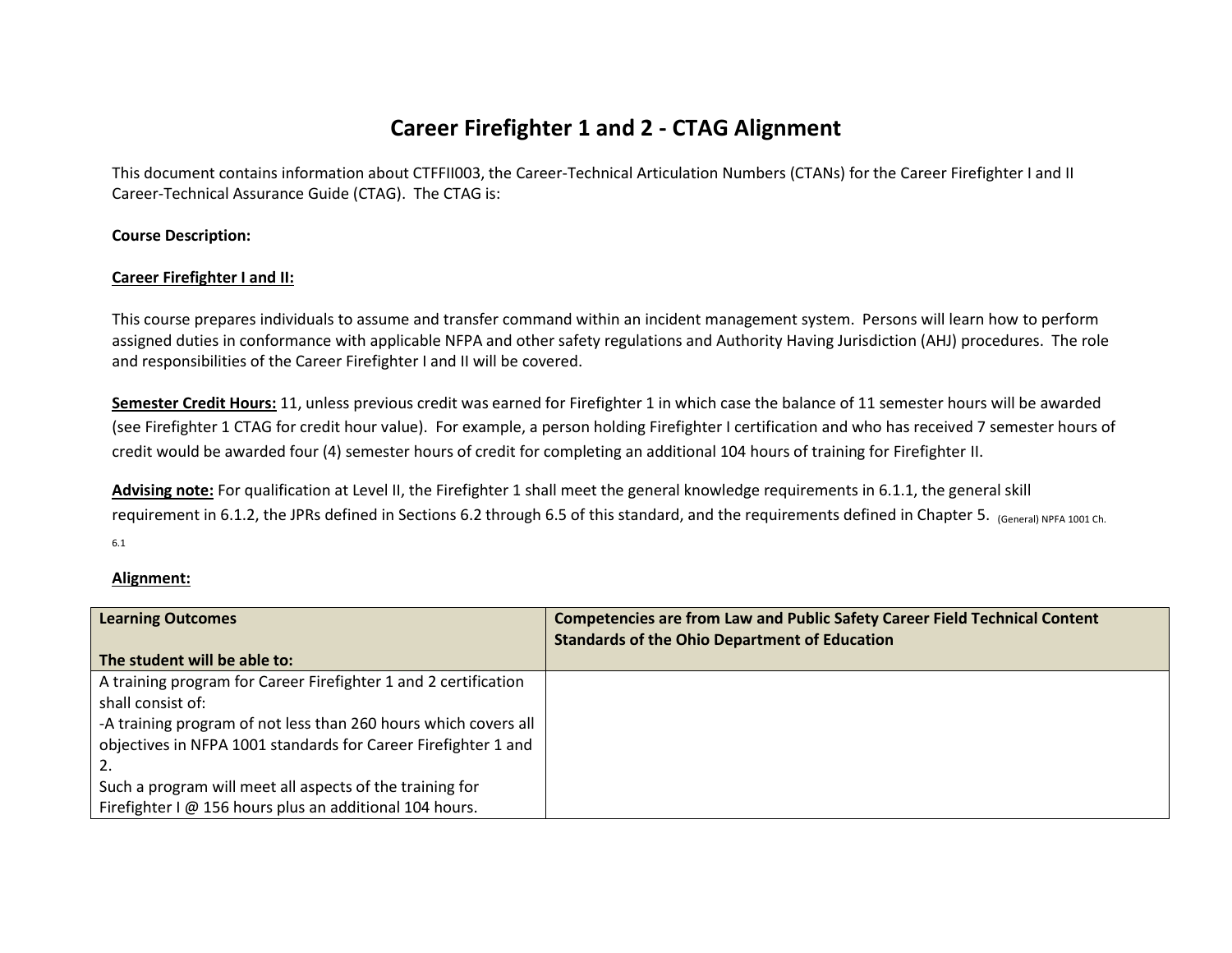# Career Firefighter 1 and 2 - CTAG Alignment

This document contains information about CTFFII003, the Career-Technical Articulation Numbers (CTANs) for the Career Firefighter I and II Career-Technical Assurance Guide (CTAG). The CTAG is:

**Course Description:**

**Career Firefighter I and II:**

This course prepares individuals to assume and transfer command within an incident management system. Persons will learn how to perform assigned duties in conformance with applicable NFPA and other safety regulations and Authority Having Jurisdiction (AHJ) procedures. The role and responsibilities of the Career Firefighter I and II will be covered.

**Semester Credit Hours:** 11, unless previous credit was earned for Firefighter 1 in which case the balance of 11 semester hours will be awarded (see Firefighter 1 CTAG for credit hour value). For example, a person holding Firefighter I certification and who has received 7 semester hours of credit would be awarded four (4) semester hours of credit for completing an additional 104 hours of training for Firefighter II.

**Advising note:** For qualification at Level II, the Firefighter 1 shall meet the general knowledge requirements in 6.1.1, the general skill requirement in 6.1.2, the JPRs defined in Sections 6.2 through 6.5 of this standard, and the requirements defined in Chapter 5. (General) NFPA 1001 Ch. 6.1

**Alignment:**

| Learning Outcomes<br><br>The student will be able to: | Competencies are from Law and Public Safety Career Field Technical Content Standards of the Ohio Department of Education |
|---|---|
| A training program for Career Firefighter 1 and 2 certification shall consist of:<br>-A training program of not less than 260 hours which covers all objectives in NFPA 1001 standards for Career Firefighter 1 and 2.<br>Such a program will meet all aspects of the training for Firefighter I @ 156 hours plus an additional 104 hours. | |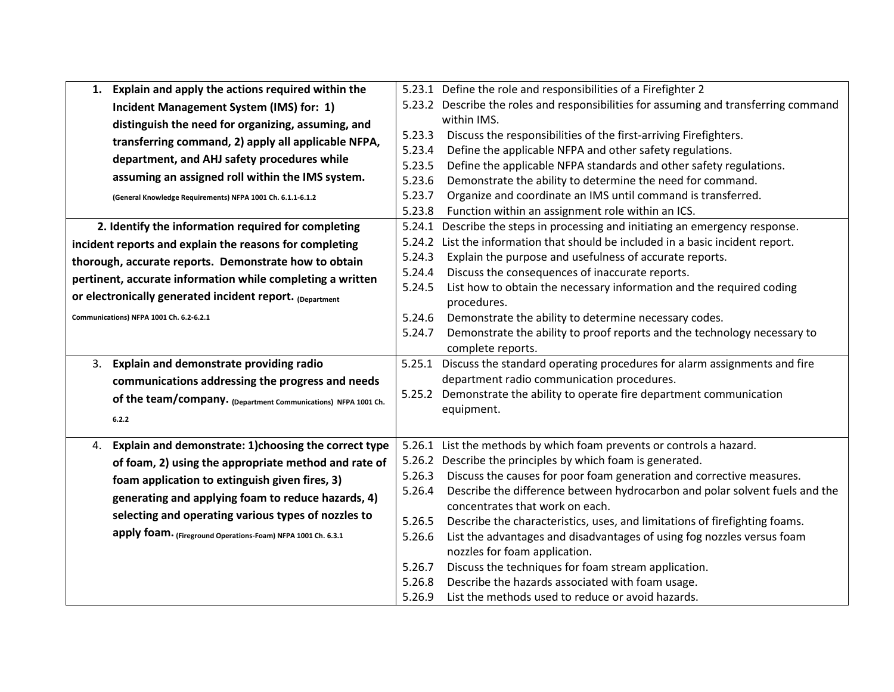| | |
|---|---|
| **1. Explain and apply the actions required within the Incident Management System (IMS) for: 1) distinguish the need for organizing, assuming, and transferring command, 2) apply all applicable NFPA, department, and AHJ safety procedures while assuming an assigned roll within the IMS system.** **(General Knowledge Requirements) NFPA 1001 Ch. 6.1.1-6.1.2** | 5.23.1 Define the role and responsibilities of a Firefighter 2<br>5.23.2 Describe the roles and responsibilities for assuming and transferring command within IMS.<br>5.23.3 Discuss the responsibilities of the first-arriving Firefighters.<br>5.23.4 Define the applicable NFPA and other safety regulations.<br>5.23.5 Define the applicable NFPA standards and other safety regulations.<br>5.23.6 Demonstrate the ability to determine the need for command.<br>5.23.7 Organize and coordinate an IMS until command is transferred.<br>5.23.8 Function within an assignment role within an ICS. |
| **2. Identify the information required for completing incident reports and explain the reasons for completing thorough, accurate reports. Demonstrate how to obtain pertinent, accurate information while completing a written or electronically generated incident report.** **(Department Communications) NFPA 1001 Ch. 6.2-6.2.1** | 5.24.1 Describe the steps in processing and initiating an emergency response.<br>5.24.2 List the information that should be included in a basic incident report.<br>5.24.3 Explain the purpose and usefulness of accurate reports.<br>5.24.4 Discuss the consequences of inaccurate reports.<br>5.24.5 List how to obtain the necessary information and the required coding procedures.<br>5.24.6 Demonstrate the ability to determine necessary codes.<br>5.24.7 Demonstrate the ability to proof reports and the technology necessary to complete reports. |
| **3. Explain and demonstrate providing radio communications addressing the progress and needs of the team/company.** **(Department Communications) NFPA 1001 Ch. 6.2.2** | 5.25.1 Discuss the standard operating procedures for alarm assignments and fire department radio communication procedures.<br>5.25.2 Demonstrate the ability to operate fire department communication equipment. |
| **4. Explain and demonstrate: 1)choosing the correct type of foam, 2) using the appropriate method and rate of foam application to extinguish given fires, 3) generating and applying foam to reduce hazards, 4) selecting and operating various types of nozzles to apply foam.** **(Fireground Operations-Foam) NFPA 1001 Ch. 6.3.1** | 5.26.1 List the methods by which foam prevents or controls a hazard.<br>5.26.2 Describe the principles by which foam is generated.<br>5.26.3 Discuss the causes for poor foam generation and corrective measures.<br>5.26.4 Describe the difference between hydrocarbon and polar solvent fuels and the concentrates that work on each.<br>5.26.5 Describe the characteristics, uses, and limitations of firefighting foams.<br>5.26.6 List the advantages and disadvantages of using fog nozzles versus foam nozzles for foam application.<br>5.26.7 Discuss the techniques for foam stream application.<br>5.26.8 Describe the hazards associated with foam usage.<br>5.26.9 List the methods used to reduce or avoid hazards. |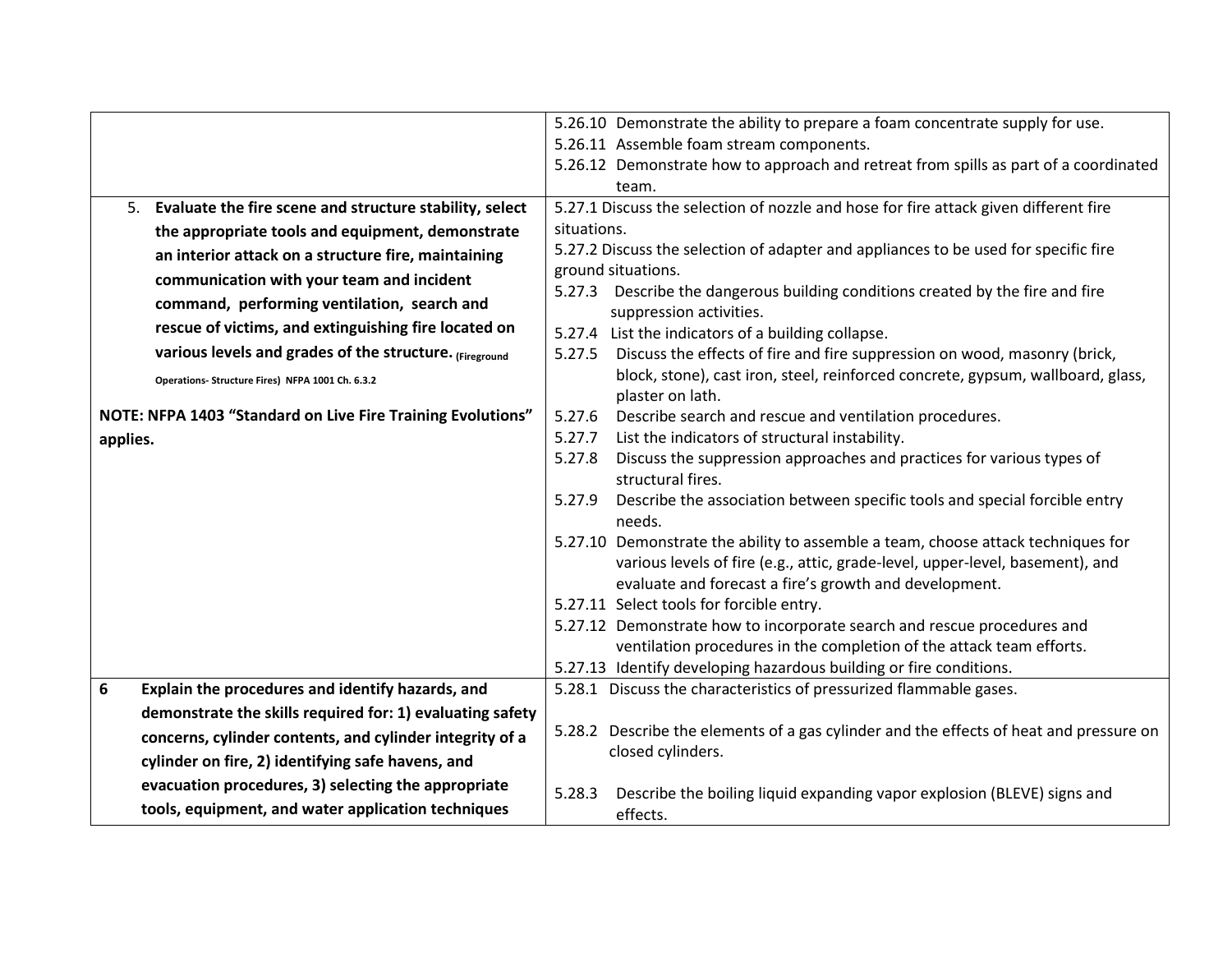| | |
|---|---|
| | 5.26.10 Demonstrate the ability to prepare a foam concentrate supply for use.<br>5.26.11 Assemble foam stream components.<br>5.26.12 Demonstrate how to approach and retreat from spills as part of a coordinated team. |
| 5. **Evaluate the fire scene and structure stability, select the appropriate tools and equipment, demonstrate an interior attack on a structure fire, maintaining communication with your team and incident command, performing ventilation, search and rescue of victims, and extinguishing fire located on various levels and grades of the structure.** **(Fireground Operations- Structure Fires) NFPA 1001 Ch. 6.3.2**<br><br>**NOTE: NFPA 1403 "Standard on Live Fire Training Evolutions" applies.** | 5.27.1 Discuss the selection of nozzle and hose for fire attack given different fire situations.<br>5.27.2 Discuss the selection of adapter and appliances to be used for specific fire ground situations.<br>5.27.3 Describe the dangerous building conditions created by the fire and fire suppression activities.<br>5.27.4 List the indicators of a building collapse.<br>5.27.5 Discuss the effects of fire and fire suppression on wood, masonry (brick, block, stone), cast iron, steel, reinforced concrete, gypsum, wallboard, glass, plaster on lath.<br>5.27.6 Describe search and rescue and ventilation procedures.<br>5.27.7 List the indicators of structural instability.<br>5.27.8 Discuss the suppression approaches and practices for various types of structural fires.<br>5.27.9 Describe the association between specific tools and special forcible entry needs.<br>5.27.10 Demonstrate the ability to assemble a team, choose attack techniques for various levels of fire (e.g., attic, grade-level, upper-level, basement), and evaluate and forecast a fire's growth and development.<br>5.27.11 Select tools for forcible entry.<br>5.27.12 Demonstrate how to incorporate search and rescue procedures and ventilation procedures in the completion of the attack team efforts.<br>5.27.13 Identify developing hazardous building or fire conditions. |
| 6 **Explain the procedures and identify hazards, and demonstrate the skills required for: 1) evaluating safety concerns, cylinder contents, and cylinder integrity of a cylinder on fire, 2) identifying safe havens, and evacuation procedures, 3) selecting the appropriate tools, equipment, and water application techniques** | 5.28.1 Discuss the characteristics of pressurized flammable gases.<br><br>5.28.2 Describe the elements of a gas cylinder and the effects of heat and pressure on closed cylinders.<br><br>5.28.3 Describe the boiling liquid expanding vapor explosion (BLEVE) signs and effects. |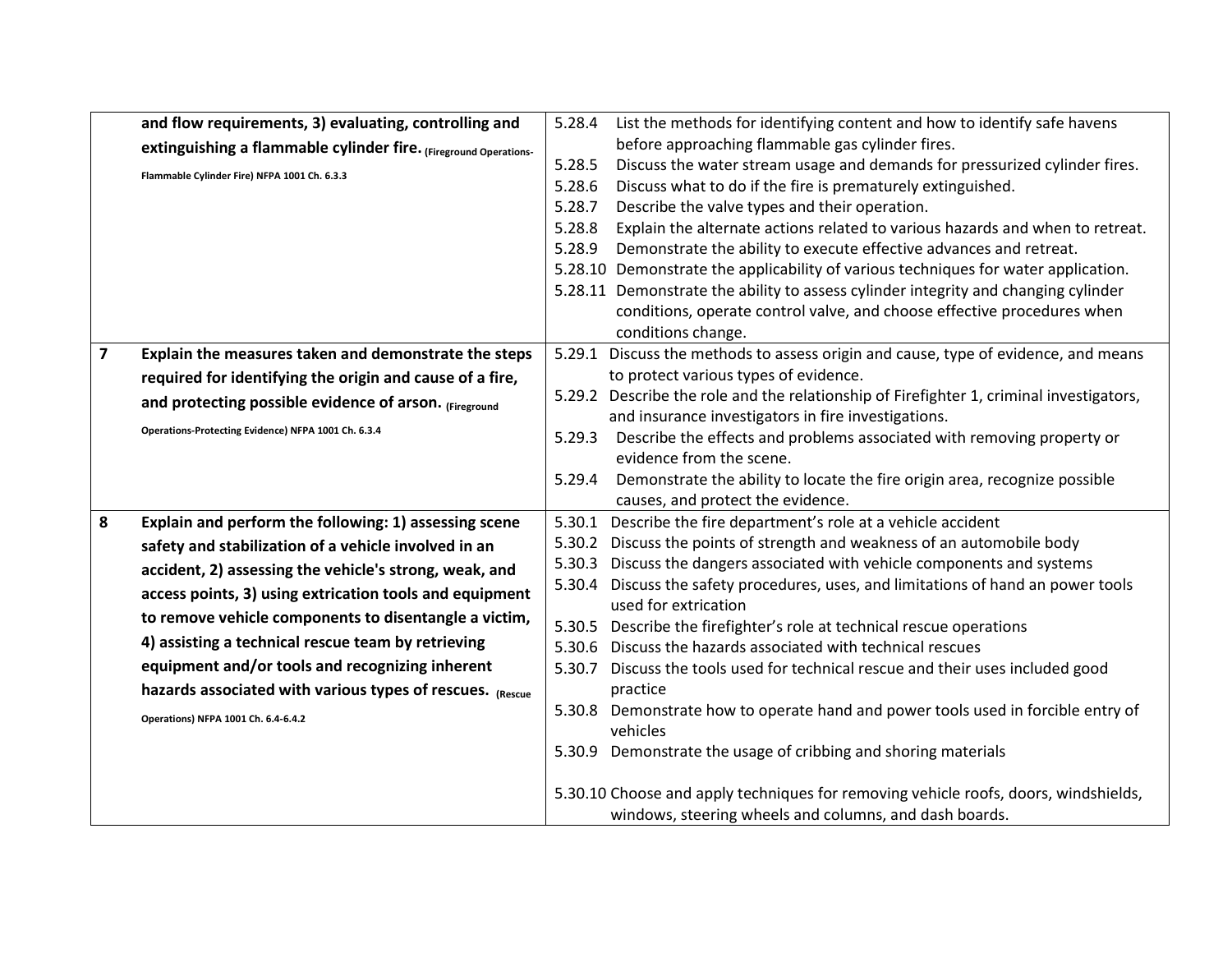| | | |
|---|---|---|
| | **and flow requirements, 3) evaluating, controlling and extinguishing a flammable cylinder fire.** (Fireground Operations-Flammable Cylinder Fire) NFPA 1001 Ch. 6.3.3 | 5.28.4 List the methods for identifying content and how to identify safe havens before approaching flammable gas cylinder fires.<br>5.28.5 Discuss the water stream usage and demands for pressurized cylinder fires.<br>5.28.6 Discuss what to do if the fire is prematurely extinguished.<br>5.28.7 Describe the valve types and their operation.<br>5.28.8 Explain the alternate actions related to various hazards and when to retreat.<br>5.28.9 Demonstrate the ability to execute effective advances and retreat.<br>5.28.10 Demonstrate the applicability of various techniques for water application.<br>5.28.11 Demonstrate the ability to assess cylinder integrity and changing cylinder conditions, operate control valve, and choose effective procedures when conditions change. |
| **7** | **Explain the measures taken and demonstrate the steps required for identifying the origin and cause of a fire, and protecting possible evidence of arson.** (Fireground Operations-Protecting Evidence) NFPA 1001 Ch. 6.3.4 | 5.29.1 Discuss the methods to assess origin and cause, type of evidence, and means to protect various types of evidence.<br>5.29.2 Describe the role and the relationship of Firefighter 1, criminal investigators, and insurance investigators in fire investigations.<br>5.29.3 Describe the effects and problems associated with removing property or evidence from the scene.<br>5.29.4 Demonstrate the ability to locate the fire origin area, recognize possible causes, and protect the evidence. |
| **8** | **Explain and perform the following: 1) assessing scene safety and stabilization of a vehicle involved in an accident, 2) assessing the vehicle's strong, weak, and access points, 3) using extrication tools and equipment to remove vehicle components to disentangle a victim, 4) assisting a technical rescue team by retrieving equipment and/or tools and recognizing inherent hazards associated with various types of rescues.** (Rescue Operations) NFPA 1001 Ch. 6.4-6.4.2 | 5.30.1 Describe the fire department's role at a vehicle accident<br>5.30.2 Discuss the points of strength and weakness of an automobile body<br>5.30.3 Discuss the dangers associated with vehicle components and systems<br>5.30.4 Discuss the safety procedures, uses, and limitations of hand an power tools used for extrication<br>5.30.5 Describe the firefighter's role at technical rescue operations<br>5.30.6 Discuss the hazards associated with technical rescues<br>5.30.7 Discuss the tools used for technical rescue and their uses included good practice<br>5.30.8 Demonstrate how to operate hand and power tools used in forcible entry of vehicles<br>5.30.9 Demonstrate the usage of cribbing and shoring materials<br><br>5.30.10 Choose and apply techniques for removing vehicle roofs, doors, windshields, windows, steering wheels and columns, and dash boards. |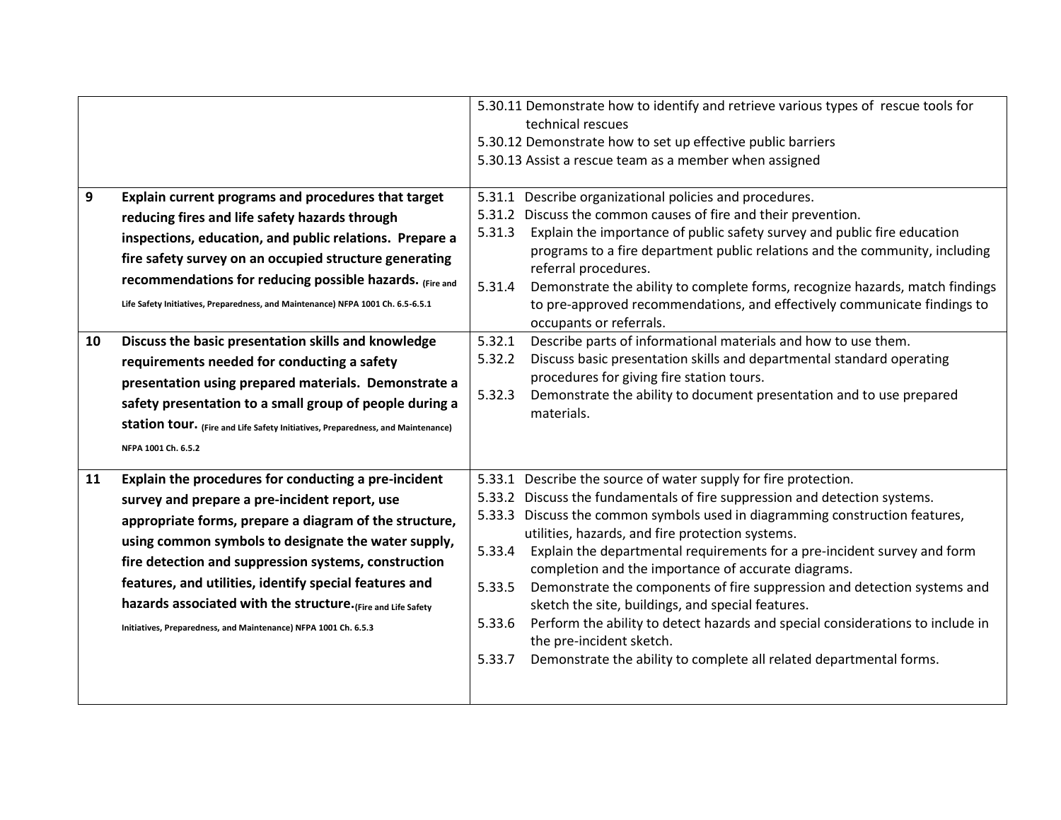| | | |
|---|---|---|
| | | 5.30.11 Demonstrate how to identify and retrieve various types of rescue tools for technical rescues<br>5.30.12 Demonstrate how to set up effective public barriers<br>5.30.13 Assist a rescue team as a member when assigned |
| 9 | **Explain current programs and procedures that target reducing fires and life safety hazards through inspections, education, and public relations. Prepare a fire safety survey on an occupied structure generating recommendations for reducing possible hazards.** **(Fire and Life Safety Initiatives, Preparedness, and Maintenance) NFPA 1001 Ch. 6.5-6.5.1** | 5.31.1 Describe organizational policies and procedures.<br>5.31.2 Discuss the common causes of fire and their prevention.<br>5.31.3 Explain the importance of public safety survey and public fire education programs to a fire department public relations and the community, including referral procedures.<br>5.31.4 Demonstrate the ability to complete forms, recognize hazards, match findings to pre-approved recommendations, and effectively communicate findings to occupants or referrals. |
| 10 | **Discuss the basic presentation skills and knowledge requirements needed for conducting a safety presentation using prepared materials. Demonstrate a safety presentation to a small group of people during a station tour.** **(Fire and Life Safety Initiatives, Preparedness, and Maintenance) NFPA 1001 Ch. 6.5.2** | 5.32.1 Describe parts of informational materials and how to use them.<br>5.32.2 Discuss basic presentation skills and departmental standard operating procedures for giving fire station tours.<br>5.32.3 Demonstrate the ability to document presentation and to use prepared materials. |
| 11 | **Explain the procedures for conducting a pre-incident survey and prepare a pre-incident report, use appropriate forms, prepare a diagram of the structure, using common symbols to designate the water supply, fire detection and suppression systems, construction features, and utilities, identify special features and hazards associated with the structure.** **(Fire and Life Safety Initiatives, Preparedness, and Maintenance) NFPA 1001 Ch. 6.5.3** | 5.33.1 Describe the source of water supply for fire protection.<br>5.33.2 Discuss the fundamentals of fire suppression and detection systems.<br>5.33.3 Discuss the common symbols used in diagramming construction features, utilities, hazards, and fire protection systems.<br>5.33.4 Explain the departmental requirements for a pre-incident survey and form completion and the importance of accurate diagrams.<br>5.33.5 Demonstrate the components of fire suppression and detection systems and sketch the site, buildings, and special features.<br>5.33.6 Perform the ability to detect hazards and special considerations to include in the pre-incident sketch.<br>5.33.7 Demonstrate the ability to complete all related departmental forms. |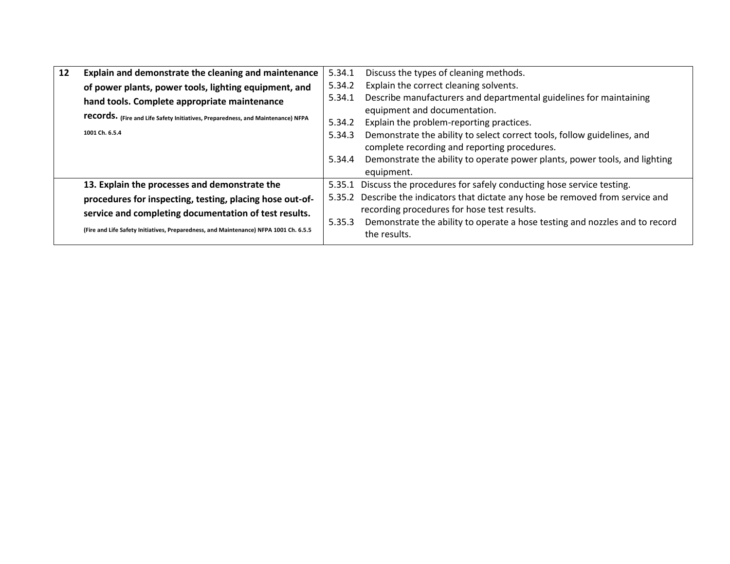| | | |
|---|---|---|
| 12 | **Explain and demonstrate the cleaning and maintenance of power plants, power tools, lighting equipment, and hand tools. Complete appropriate maintenance records.** **(Fire and Life Safety Initiatives, Preparedness, and Maintenance) NFPA 1001 Ch. 6.5.4** | 5.34.1 Discuss the types of cleaning methods.<br>5.34.2 Explain the correct cleaning solvents.<br>5.34.1 Describe manufacturers and departmental guidelines for maintaining equipment and documentation.<br>5.34.2 Explain the problem-reporting practices.<br>5.34.3 Demonstrate the ability to select correct tools, follow guidelines, and complete recording and reporting procedures.<br>5.34.4 Demonstrate the ability to operate power plants, power tools, and lighting equipment. |
| | **13. Explain the processes and demonstrate the procedures for inspecting, testing, placing hose out-of-service and completing documentation of test results.** **(Fire and Life Safety Initiatives, Preparedness, and Maintenance) NFPA 1001 Ch. 6.5.5** | 5.35.1 Discuss the procedures for safely conducting hose service testing.<br>5.35.2 Describe the indicators that dictate any hose be removed from service and recording procedures for hose test results.<br>5.35.3 Demonstrate the ability to operate a hose testing and nozzles and to record the results. |